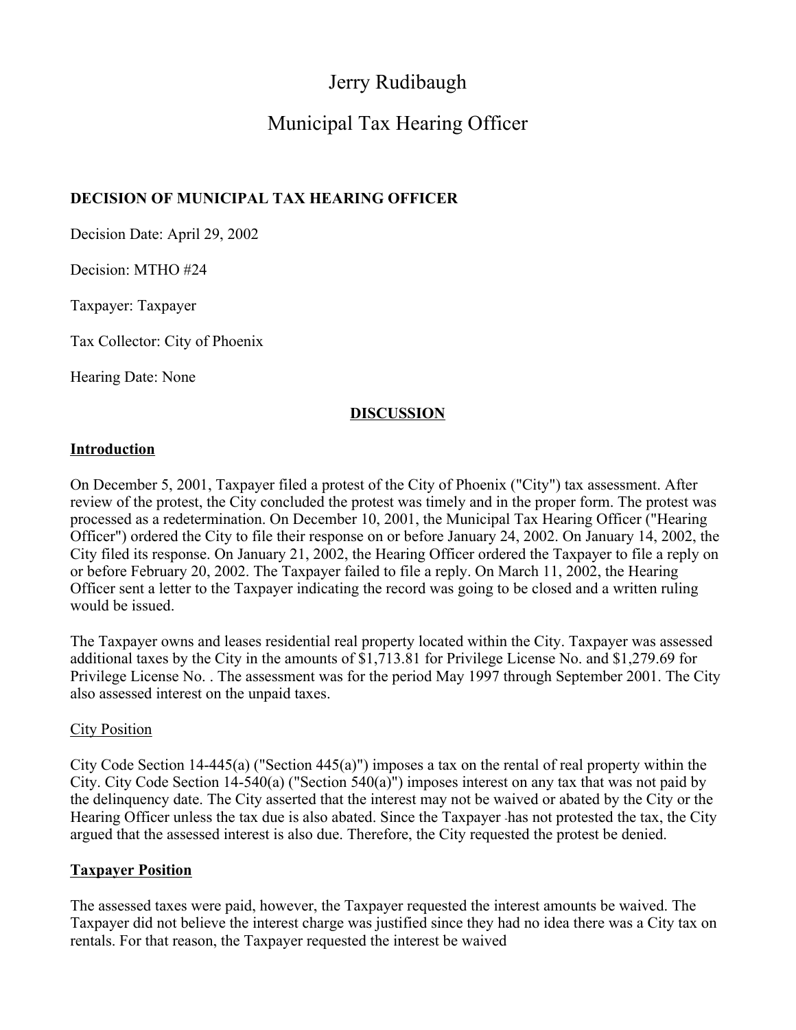# Jerry Rudibaugh

## Municipal Tax Hearing Officer

**DECISION OF MUNICIPAL TAX HEARING OFFICER**

Decision Date: April 29, 2002

Decision: MTHO #24

Taxpayer: Taxpayer

Tax Collector: City of Phoenix

Hearing Date: None

**DISCUSSION**

**Introduction**

On December 5, 2001, Taxpayer filed a protest of the City of Phoenix ("City") tax assessment. After review of the protest, the City concluded the protest was timely and in the proper form. The protest was processed as a redetermination. On December 10, 2001, the Municipal Tax Hearing Officer ("Hearing Officer") ordered the City to file their response on or before January 24, 2002. On January 14, 2002, the City filed its response. On January 21, 2002, the Hearing Officer ordered the Taxpayer to file a reply on or before February 20, 2002. The Taxpayer failed to file a reply. On March 11, 2002, the Hearing Officer sent a letter to the Taxpayer indicating the record was going to be closed and a written ruling would be issued.

The Taxpayer owns and leases residential real property located within the City. Taxpayer was assessed additional taxes by the City in the amounts of $1,713.81 for Privilege License No. and $1,279.69 for Privilege License No. . The assessment was for the period May 1997 through September 2001. The City also assessed interest on the unpaid taxes.

City Position

City Code Section 14-445(a) ("Section 445(a)") imposes a tax on the rental of real property within the City. City Code Section 14-540(a) ("Section 540(a)") imposes interest on any tax that was not paid by the delinquency date. The City asserted that the interest may not be waived or abated by the City or the Hearing Officer unless the tax due is also abated. Since the Taxpayer has not protested the tax, the City argued that the assessed interest is also due. Therefore, the City requested the protest be denied.

**Taxpayer Position**

The assessed taxes were paid, however, the Taxpayer requested the interest amounts be waived. The Taxpayer did not believe the interest charge was justified since they had no idea there was a City tax on rentals. For that reason, the Taxpayer requested the interest be waived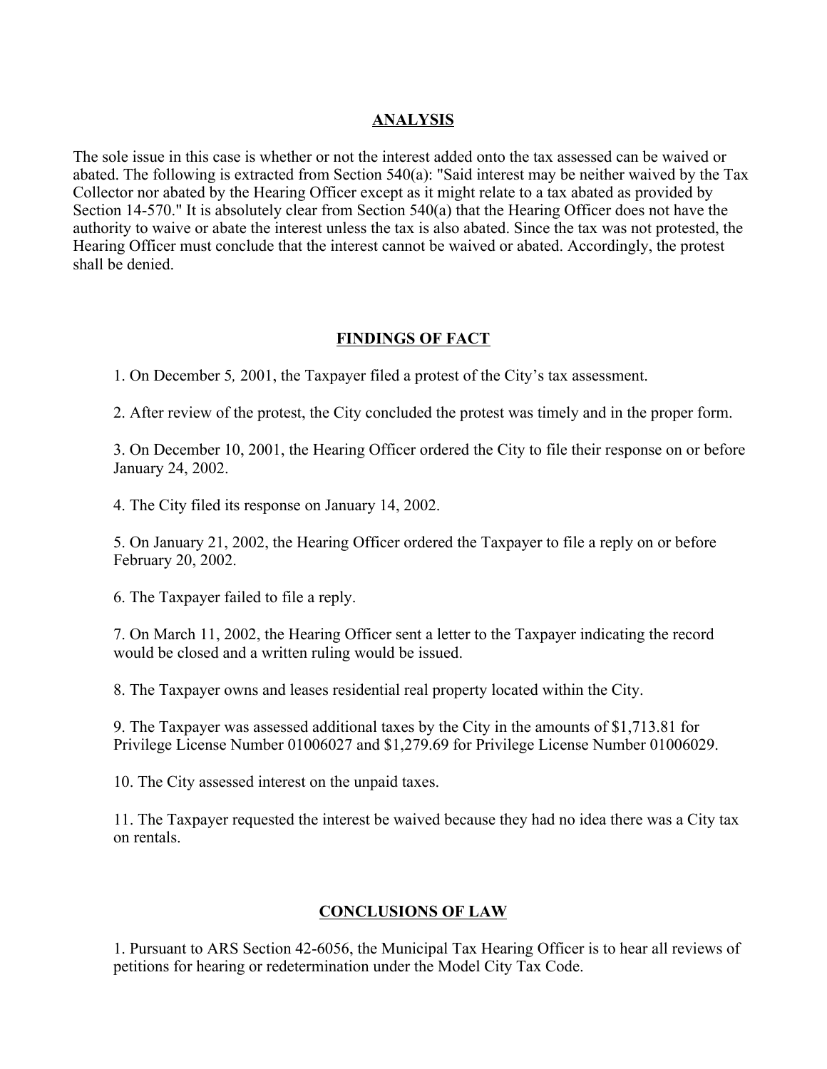## ANALYSIS

The sole issue in this case is whether or not the interest added onto the tax assessed can be waived or abated. The following is extracted from Section 540(a): "Said interest may be neither waived by the Tax Collector nor abated by the Hearing Officer except as it might relate to a tax abated as provided by Section 14-570." It is absolutely clear from Section 540(a) that the Hearing Officer does not have the authority to waive or abate the interest unless the tax is also abated. Since the tax was not protested, the Hearing Officer must conclude that the interest cannot be waived or abated. Accordingly, the protest shall be denied.

## FINDINGS OF FACT

1. On December 5, 2001, the Taxpayer filed a protest of the City's tax assessment.

2. After review of the protest, the City concluded the protest was timely and in the proper form.

3. On December 10, 2001, the Hearing Officer ordered the City to file their response on or before January 24, 2002.

4. The City filed its response on January 14, 2002.

5. On January 21, 2002, the Hearing Officer ordered the Taxpayer to file a reply on or before February 20, 2002.

6. The Taxpayer failed to file a reply.

7. On March 11, 2002, the Hearing Officer sent a letter to the Taxpayer indicating the record would be closed and a written ruling would be issued.

8. The Taxpayer owns and leases residential real property located within the City.

9. The Taxpayer was assessed additional taxes by the City in the amounts of $1,713.81 for Privilege License Number 01006027 and $1,279.69 for Privilege License Number 01006029.

10. The City assessed interest on the unpaid taxes.

11. The Taxpayer requested the interest be waived because they had no idea there was a City tax on rentals.

## CONCLUSIONS OF LAW

1. Pursuant to ARS Section 42-6056, the Municipal Tax Hearing Officer is to hear all reviews of petitions for hearing or redetermination under the Model City Tax Code.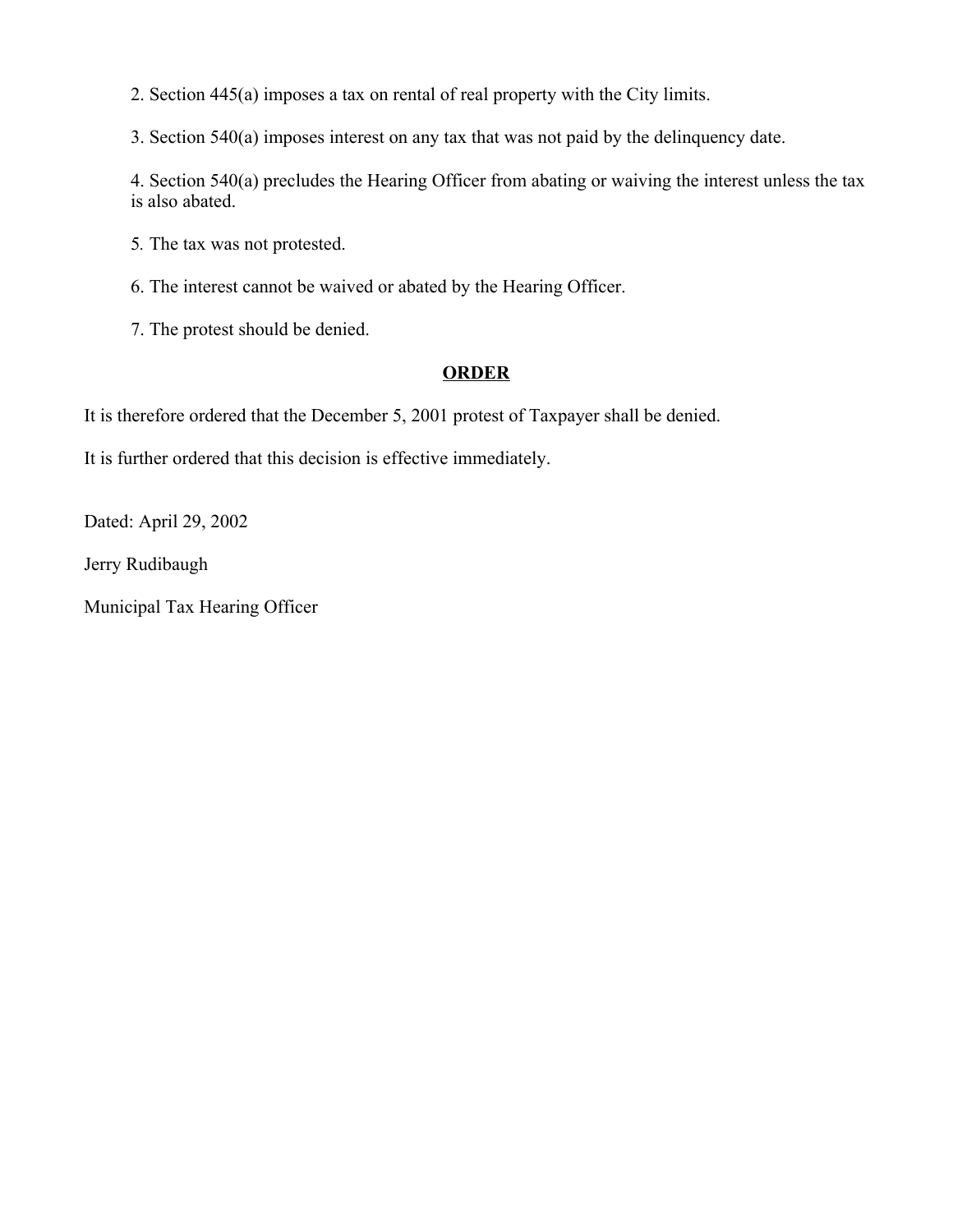2. Section 445(a) imposes a tax on rental of real property with the City limits.

3. Section 540(a) imposes interest on any tax that was not paid by the delinquency date.

4. Section 540(a) precludes the Hearing Officer from abating or waiving the interest unless the tax is also abated.

5. The tax was not protested.

6. The interest cannot be waived or abated by the Hearing Officer.

7. The protest should be denied.

## ORDER

It is therefore ordered that the December 5, 2001 protest of Taxpayer shall be denied.

It is further ordered that this decision is effective immediately.

Dated: April 29, 2002

Jerry Rudibaugh

Municipal Tax Hearing Officer